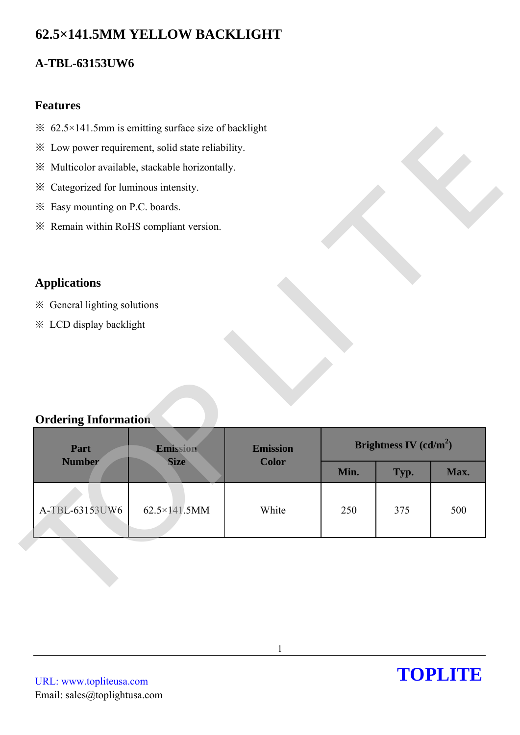# 62.5×141.5MM YELLOW BACKLIGHT

## A-TBL-63153UW6

### Features

※ 62.5×141.5mm is emitting surface size of backlight

※ Low power requirement, solid state reliability.

※ Multicolor available, stackable horizontally.

※ Categorized for luminous intensity.

※ Easy mounting on P.C. boards.

※ Remain within RoHS compliant version.

### Applications

※ General lighting solutions

※ LCD display backlight

### Ordering Information

| Part Number | Emission Size | Emission Color | Brightness IV (cd/m$^2$) | | |
|---|---|---|---|---|---|
| | | | Min. | Typ. | Max. |
| A-TBL-63153UW6 | 62.5×141.5MM | White | 250 | 375 | 500 |

URL: www.topliteusa.com
Email: sales@toplightusa.com

**TOPLITE**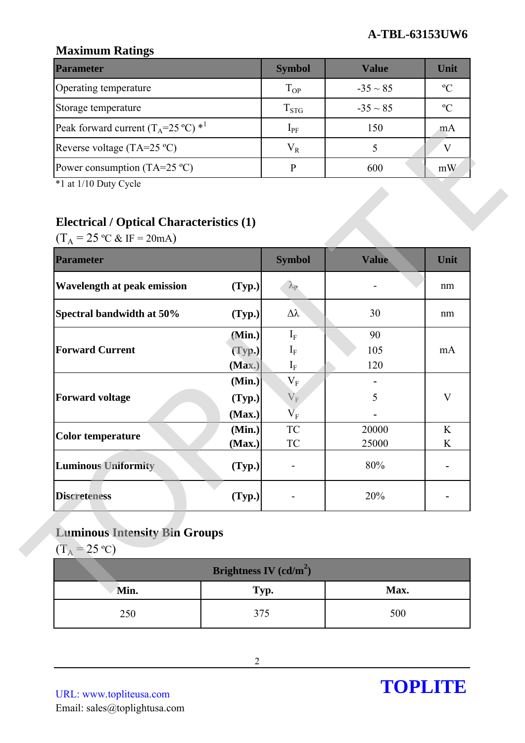## Maximum Ratings

| Parameter | Symbol | Value | Unit |
|---|---|---|---|
| Operating temperature | $T_{OP}$ | -35 ~ 85 | ºC |
| Storage temperature | $T_{STG}$ | -35 ~ 85 | ºC |
| Peak forward current ($T_A$=25 ºC) *1 | $I_{PF}$ | 150 | mA |
| Reverse voltage (TA=25 ºC) | $V_R$ | 5 | V |
| Power consumption (TA=25 ºC) | P | 600 | mW |

*1 at 1/10 Duty Cycle

## Electrical / Optical Characteristics (1)

($T_A$ = 25 ºC & IF = 20mA)

| Parameter | | Symbol | Value | Unit |
|---|---|---|---|---|
| **Wavelength at peak emission** | **(Typ.)** | $\lambda_P$ | - | nm |
| **Spectral bandwidth at 50%** | **(Typ.)** | $\Delta\lambda$ | 30 | nm |
| **Forward Current** | **(Min.)** | $I_F$ | 90 | mA |
| | **(Typ.)** | $I_F$ | 105 | |
| | **(Max.)** | $I_F$ | 120 | |
| **Forward voltage** | **(Min.)** | $V_F$ | - | V |
| | **(Typ.)** | $V_F$ | 5 | |
| | **(Max.)** | $V_F$ | - | |
| **Color temperature** | **(Min.)** | TC | 20000 | K |
| | **(Max.)** | TC | 25000 | K |
| **Luminous Uniformity** | **(Typ.)** | - | 80% | - |
| **Discreteness** | **(Typ.)** | - | 20% | - |

## Luminous Intensity Bin Groups

($T_A$ = 25 ºC)

| Brightness IV (cd/m²) | | |
|---|---|---|
| **Min.** | **Typ.** | **Max.** |
| 250 | 375 | 500 |

URL: www.topliteusa.com
Email: sales@toplightusa.com

TOPLITE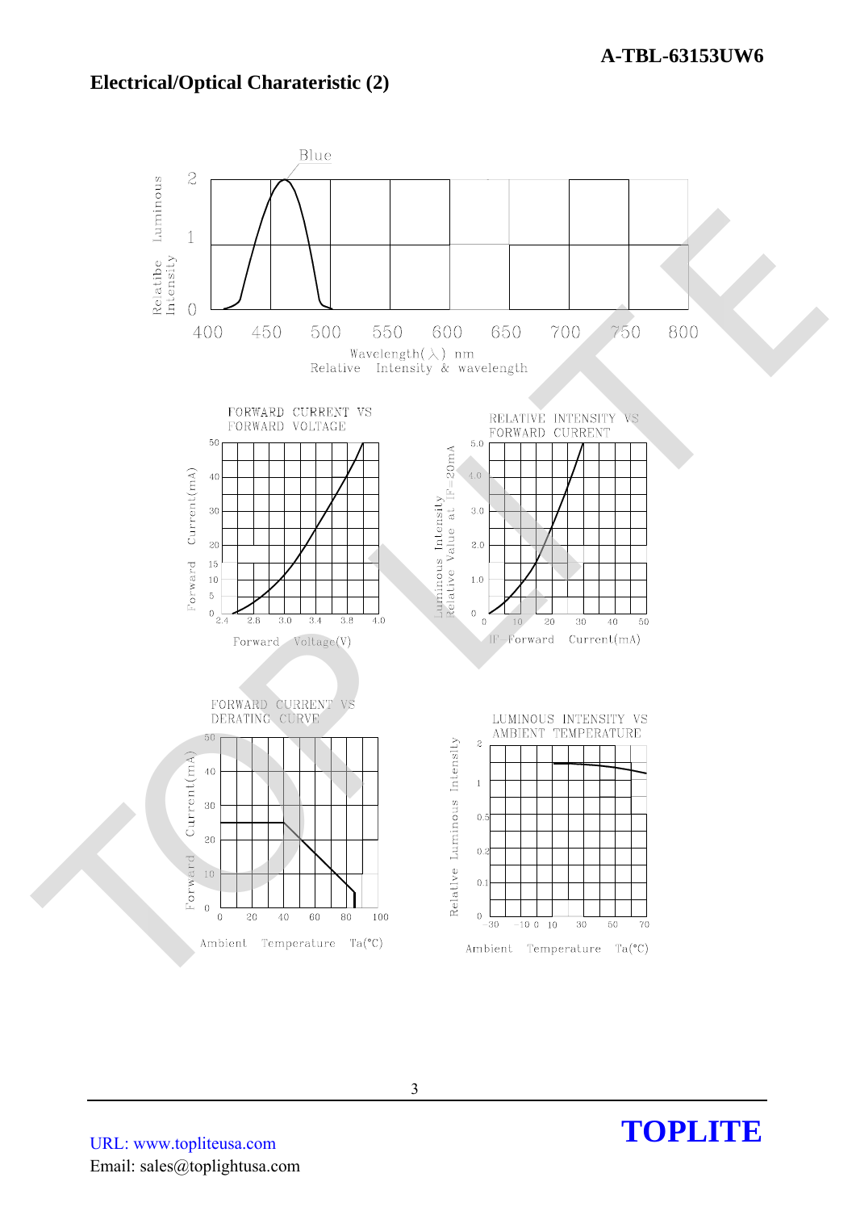## Electrical/Optical Charateristic (2)

Blue

Relatibe Luminous Intensity

Wavelength(λ) nm

Relative Intensity & wavelength

FORWARD CURRENT VS FORWARD VOLTAGE

Forward Current(mA)

Forward Voltage(V)

RELATIVE INTENSITY VS FORWARD CURRENT

Luminous Intensity Relative Value at IF=20mA

IF-Forward Current(mA)

FORWARD CURRENT VS DERATING CURVE

Forward Current(mA)

Ambient Temperature Ta(°C)

LUMINOUS INTENSITY VS AMBIENT TEMPERATURE

Relative Luminous Intensity

Ambient Temperature Ta(°C)

URL: www.topliteusa.com

Email: sales@toplightusa.com

**TOPLITE**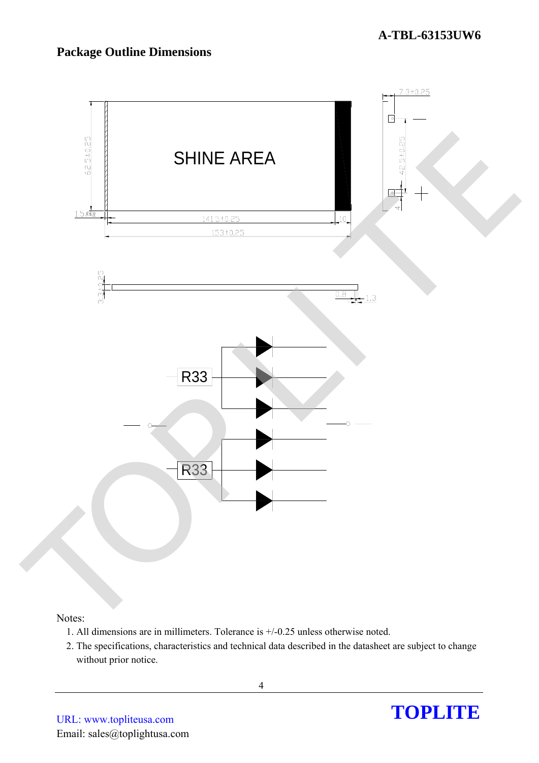## Package Outline Dimensions

SHINE AREA

62.5±0.25

1.5

141.5±0.25

10

153±0.25

7.3±0.25

42.5±0.25

4

3.3±0.25

0.8

1.3

R33

R33

Notes:

1. All dimensions are in millimeters. Tolerance is +/-0.25 unless otherwise noted.
2. The specifications, characteristics and technical data described in the datasheet are subject to change without prior notice.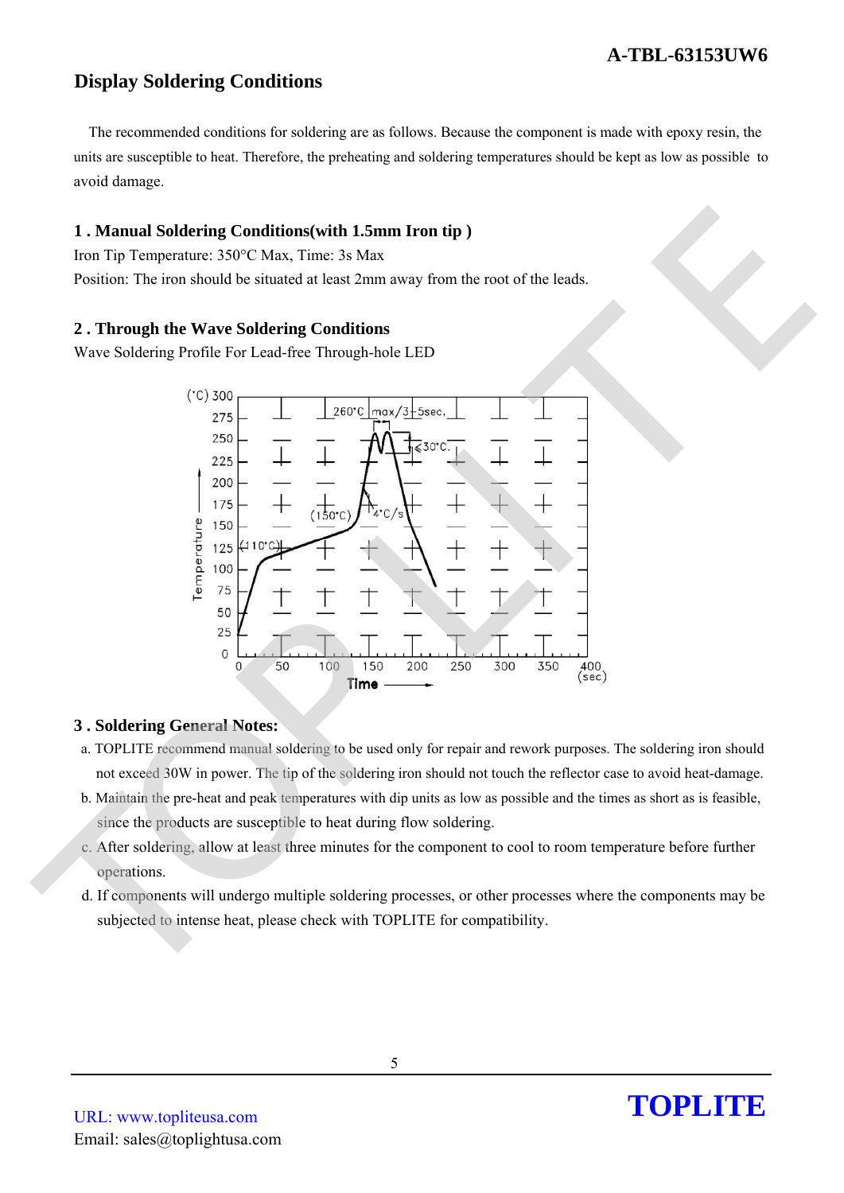## Display Soldering Conditions

The recommended conditions for soldering are as follows. Because the component is made with epoxy resin, the units are susceptible to heat. Therefore, the preheating and soldering temperatures should be kept as low as possible to avoid damage.

### 1 . Manual Soldering Conditions(with 1.5mm Iron tip )

Iron Tip Temperature: 350°C Max, Time: 3s Max

Position: The iron should be situated at least 2mm away from the root of the leads.

### 2 . Through the Wave Soldering Conditions

Wave Soldering Profile For Lead-free Through-hole LED

(°C) 300
275
250
225
200
175
150
125
100
75
50
25
0
Temperature
260°C max/3~5sec.
<30°C.
(150°C)
4°C/s
(110°C)
0 50 100 150 200 250 300 350 400 (sec)
Time

### 3 . Soldering General Notes:

a. TOPLITE recommend manual soldering to be used only for repair and rework purposes. The soldering iron should not exceed 30W in power. The tip of the soldering iron should not touch the reflector case to avoid heat-damage.

b. Maintain the pre-heat and peak temperatures with dip units as low as possible and the times as short as is feasible, since the products are susceptible to heat during flow soldering.

c. After soldering, allow at least three minutes for the component to cool to room temperature before further operations.

d. If components will undergo multiple soldering processes, or other processes where the components may be subjected to intense heat, please check with TOPLITE for compatibility.

URL: www.topliteusa.com
Email: sales@toplightusa.com

TOPLITE